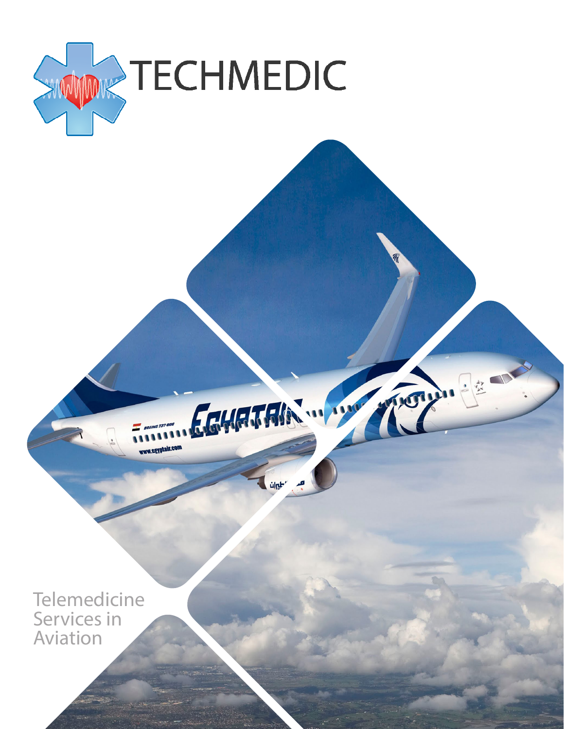# TECHMEDIC

Telemedicine Services in Aviation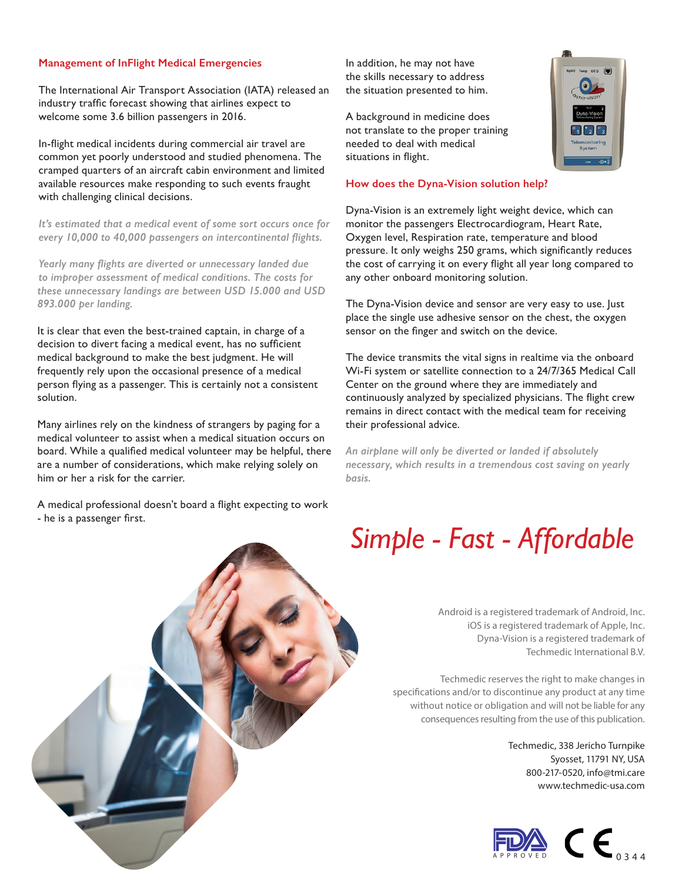## Management of InFlight Medical Emergencies

The International Air Transport Association (IATA) released an industry traffic forecast showing that airlines expect to welcome some 3.6 billion passengers in 2016.

In-flight medical incidents during commercial air travel are common yet poorly understood and studied phenomena. The cramped quarters of an aircraft cabin environment and limited available resources make responding to such events fraught with challenging clinical decisions.

*It's estimated that a medical event of some sort occurs once for every 10,000 to 40,000 passengers on intercontinental flights.*

*Yearly many flights are diverted or unnecessary landed due to improper assessment of medical conditions. The costs for these unnecessary landings are between USD 15.000 and USD 893.000 per landing.*

It is clear that even the best-trained captain, in charge of a decision to divert facing a medical event, has no sufficient medical background to make the best judgment. He will frequently rely upon the occasional presence of a medical person flying as a passenger. This is certainly not a consistent solution.

Many airlines rely on the kindness of strangers by paging for a medical volunteer to assist when a medical situation occurs on board. While a qualified medical volunteer may be helpful, there are a number of considerations, which make relying solely on him or her a risk for the carrier.

A medical professional doesn't board a flight expecting to work - he is a passenger first.

In addition, he may not have the skills necessary to address the situation presented to him.

A background in medicine does not translate to the proper training needed to deal with medical situations in flight.

## How does the Dyna-Vision solution help?

Dyna-Vision is an extremely light weight device, which can monitor the passengers Electrocardiogram, Heart Rate, Oxygen level, Respiration rate, temperature and blood pressure. It only weighs 250 grams, which significantly reduces the cost of carrying it on every flight all year long compared to any other onboard monitoring solution.

The Dyna-Vision device and sensor are very easy to use. Just place the single use adhesive sensor on the chest, the oxygen sensor on the finger and switch on the device.

The device transmits the vital signs in realtime via the onboard Wi-Fi system or satellite connection to a 24/7/365 Medical Call Center on the ground where they are immediately and continuously analyzed by specialized physicians. The flight crew remains in direct contact with the medical team for receiving their professional advice.

*An airplane will only be diverted or landed if absolutely necessary, which results in a tremendous cost saving on yearly basis.*

# *Simple - Fast - Affordable*

Android is a registered trademark of Android, Inc.
iOS is a registered trademark of Apple, Inc.
Dyna-Vision is a registered trademark of Techmedic International B.V.

Techmedic reserves the right to make changes in specifications and/or to discontinue any product at any time without notice or obligation and will not be liable for any consequences resulting from the use of this publication.

Techmedic, 338 Jericho Turnpike
Syosset, 11791 NY, USA
800-217-0520, info@tmi.care
www.techmedic-usa.com

FDA APPROVED CE 0344